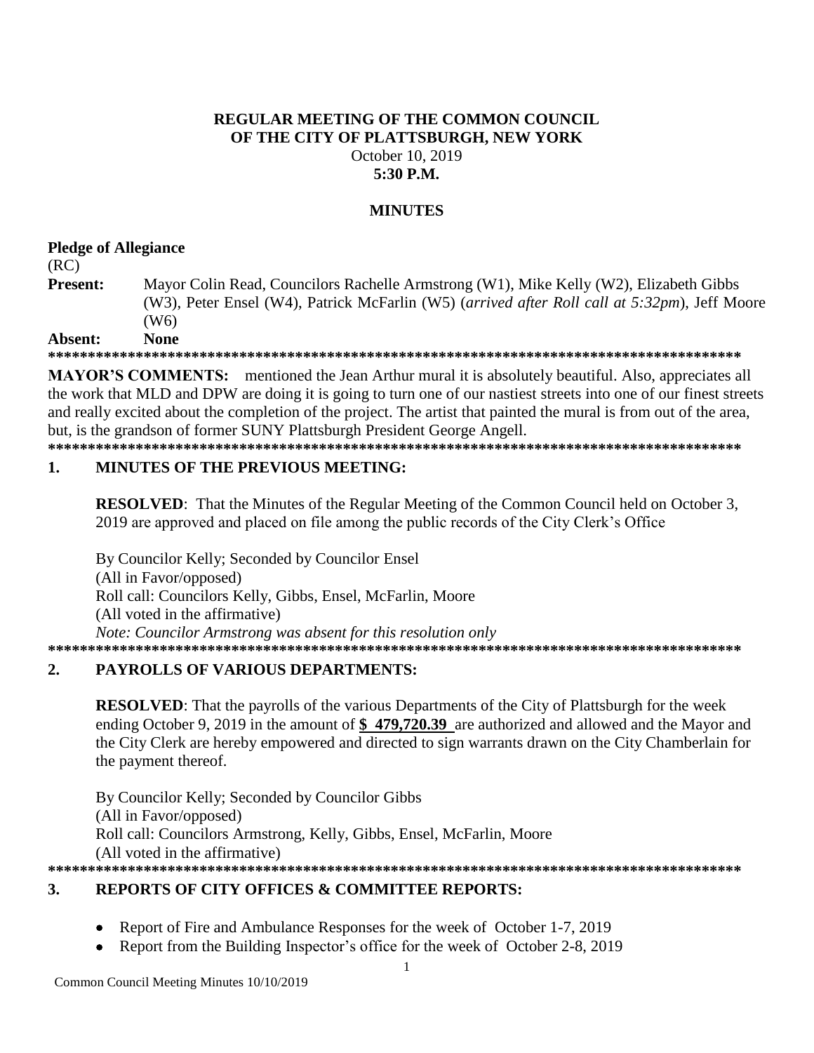# REGULAR MEETING OF THE COMMON COUNCIL OF THE CITY OF PLATTSBURGH, NEW YORK

October 10, 2019

**5:30 P.M.**

## MINUTES

**Pledge of Allegiance**

(RC)

**Present:** Mayor Colin Read, Councilors Rachelle Armstrong (W1), Mike Kelly (W2), Elizabeth Gibbs (W3), Peter Ensel (W4), Patrick McFarlin (W5) (*arrived after Roll call at 5:32pm*), Jeff Moore (W6)

**Absent:** **None**

******************************************************************************************

**MAYOR'S COMMENTS:** mentioned the Jean Arthur mural it is absolutely beautiful. Also, appreciates all the work that MLD and DPW are doing it is going to turn one of our nastiest streets into one of our finest streets and really excited about the completion of the project. The artist that painted the mural is from out of the area, but, is the grandson of former SUNY Plattsburgh President George Angell.

******************************************************************************************

## 1. MINUTES OF THE PREVIOUS MEETING:

**RESOLVED**: That the Minutes of the Regular Meeting of the Common Council held on October 3, 2019 are approved and placed on file among the public records of the City Clerk's Office

By Councilor Kelly; Seconded by Councilor Ensel
(All in Favor/opposed)
Roll call: Councilors Kelly, Gibbs, Ensel, McFarlin, Moore
(All voted in the affirmative)
*Note: Councilor Armstrong was absent for this resolution only*

******************************************************************************************

## 2. PAYROLLS OF VARIOUS DEPARTMENTS:

**RESOLVED**: That the payrolls of the various Departments of the City of Plattsburgh for the week ending October 9, 2019 in the amount of **$ 479,720.39** are authorized and allowed and the Mayor and the City Clerk are hereby empowered and directed to sign warrants drawn on the City Chamberlain for the payment thereof.

By Councilor Kelly; Seconded by Councilor Gibbs
(All in Favor/opposed)
Roll call: Councilors Armstrong, Kelly, Gibbs, Ensel, McFarlin, Moore
(All voted in the affirmative)

******************************************************************************************

## 3. REPORTS OF CITY OFFICES & COMMITTEE REPORTS:

- Report of Fire and Ambulance Responses for the week of October 1-7, 2019
- Report from the Building Inspector's office for the week of October 2-8, 2019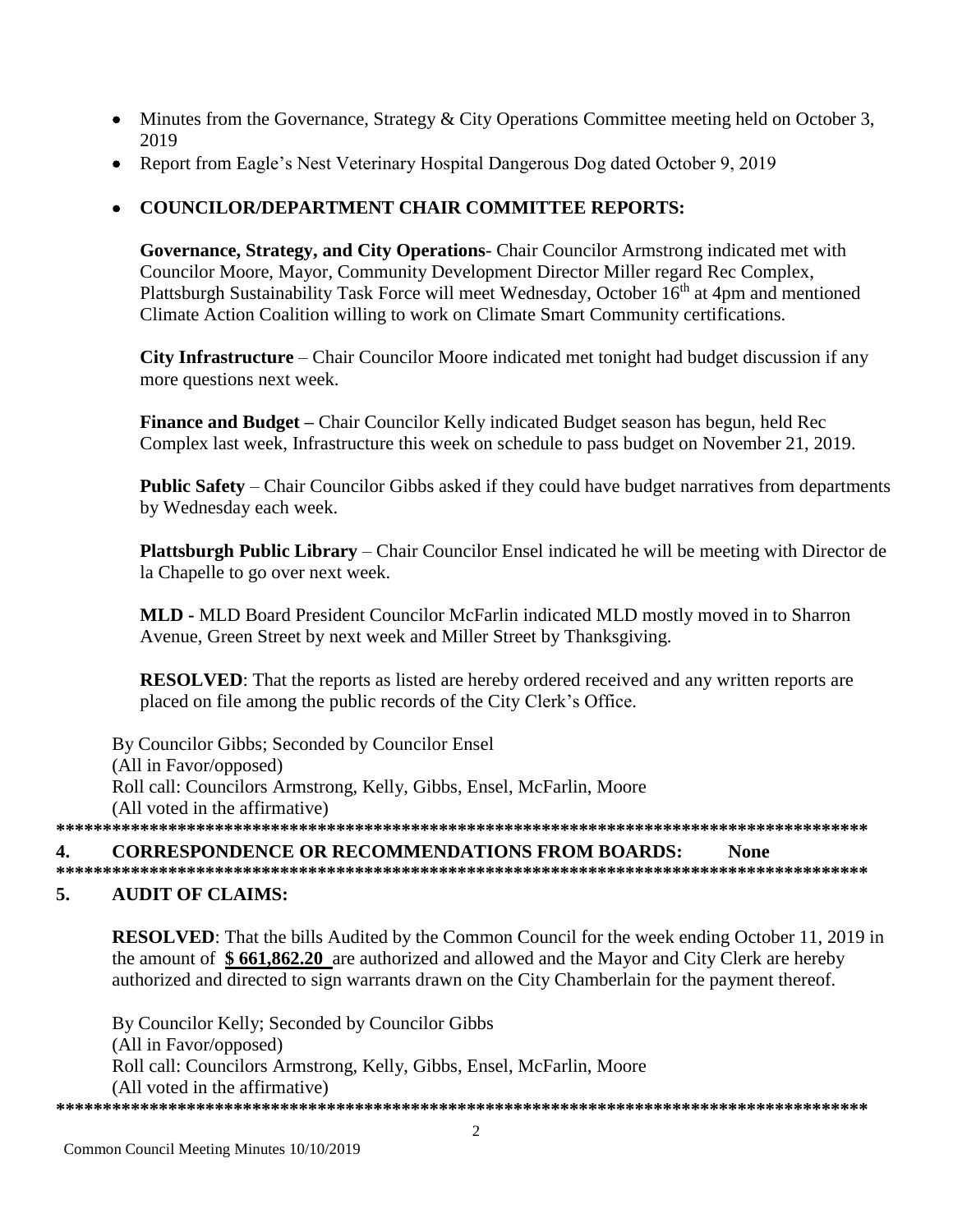- Minutes from the Governance, Strategy & City Operations Committee meeting held on October 3, 2019
- Report from Eagle's Nest Veterinary Hospital Dangerous Dog dated October 9, 2019

- **COUNCILOR/DEPARTMENT CHAIR COMMITTEE REPORTS:**

  **Governance, Strategy, and City Operations**- Chair Councilor Armstrong indicated met with Councilor Moore, Mayor, Community Development Director Miller regard Rec Complex, Plattsburgh Sustainability Task Force will meet Wednesday, October 16th at 4pm and mentioned Climate Action Coalition willing to work on Climate Smart Community certifications.

  **City Infrastructure** – Chair Councilor Moore indicated met tonight had budget discussion if any more questions next week.

  **Finance and Budget –** Chair Councilor Kelly indicated Budget season has begun, held Rec Complex last week, Infrastructure this week on schedule to pass budget on November 21, 2019.

  **Public Safety** – Chair Councilor Gibbs asked if they could have budget narratives from departments by Wednesday each week.

  **Plattsburgh Public Library** – Chair Councilor Ensel indicated he will be meeting with Director de la Chapelle to go over next week.

  **MLD -** MLD Board President Councilor McFarlin indicated MLD mostly moved in to Sharron Avenue, Green Street by next week and Miller Street by Thanksgiving.

  **RESOLVED**: That the reports as listed are hereby ordered received and any written reports are placed on file among the public records of the City Clerk's Office.

By Councilor Gibbs; Seconded by Councilor Ensel
(All in Favor/opposed)
Roll call: Councilors Armstrong, Kelly, Gibbs, Ensel, McFarlin, Moore
(All voted in the affirmative)

******************************************************************************************

**4. CORRESPONDENCE OR RECOMMENDATIONS FROM BOARDS: None**

******************************************************************************************

**5. AUDIT OF CLAIMS:**

**RESOLVED**: That the bills Audited by the Common Council for the week ending October 11, 2019 in the amount of **$ 661,862.20** are authorized and allowed and the Mayor and City Clerk are hereby authorized and directed to sign warrants drawn on the City Chamberlain for the payment thereof.

By Councilor Kelly; Seconded by Councilor Gibbs
(All in Favor/opposed)
Roll call: Councilors Armstrong, Kelly, Gibbs, Ensel, McFarlin, Moore
(All voted in the affirmative)

******************************************************************************************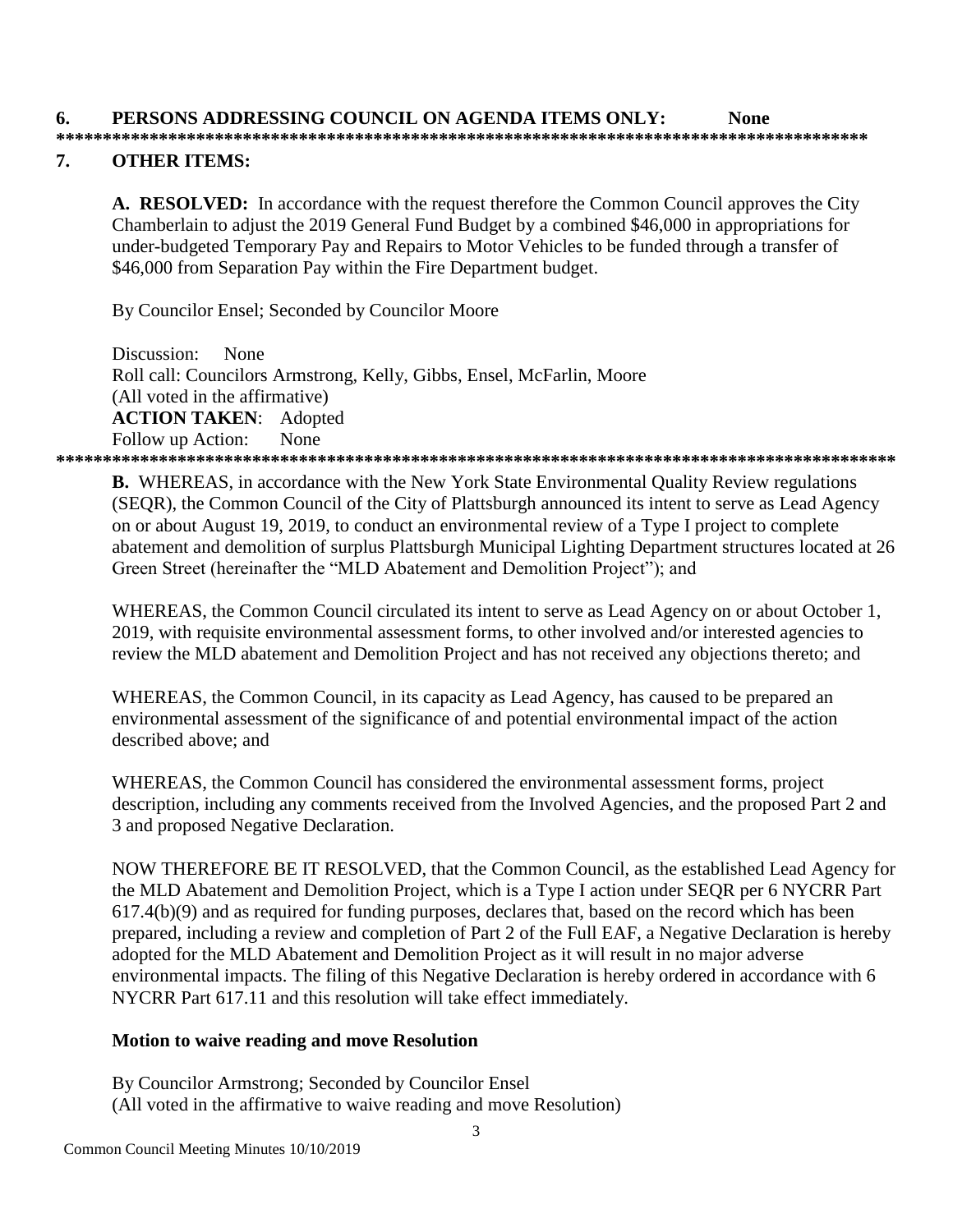**6. PERSONS ADDRESSING COUNCIL ON AGENDA ITEMS ONLY: None**

*****************************************************************************************

**7. OTHER ITEMS:**

**A. RESOLVED:** In accordance with the request therefore the Common Council approves the City Chamberlain to adjust the 2019 General Fund Budget by a combined $46,000 in appropriations for under-budgeted Temporary Pay and Repairs to Motor Vehicles to be funded through a transfer of $46,000 from Separation Pay within the Fire Department budget.

By Councilor Ensel; Seconded by Councilor Moore

Discussion: None
Roll call: Councilors Armstrong, Kelly, Gibbs, Ensel, McFarlin, Moore
(All voted in the affirmative)
**ACTION TAKEN**: Adopted
Follow up Action: None

*****************************************************************************************

**B.** WHEREAS, in accordance with the New York State Environmental Quality Review regulations (SEQR), the Common Council of the City of Plattsburgh announced its intent to serve as Lead Agency on or about August 19, 2019, to conduct an environmental review of a Type I project to complete abatement and demolition of surplus Plattsburgh Municipal Lighting Department structures located at 26 Green Street (hereinafter the "MLD Abatement and Demolition Project"); and

WHEREAS, the Common Council circulated its intent to serve as Lead Agency on or about October 1, 2019, with requisite environmental assessment forms, to other involved and/or interested agencies to review the MLD abatement and Demolition Project and has not received any objections thereto; and

WHEREAS, the Common Council, in its capacity as Lead Agency, has caused to be prepared an environmental assessment of the significance of and potential environmental impact of the action described above; and

WHEREAS, the Common Council has considered the environmental assessment forms, project description, including any comments received from the Involved Agencies, and the proposed Part 2 and 3 and proposed Negative Declaration.

NOW THEREFORE BE IT RESOLVED, that the Common Council, as the established Lead Agency for the MLD Abatement and Demolition Project, which is a Type I action under SEQR per 6 NYCRR Part 617.4(b)(9) and as required for funding purposes, declares that, based on the record which has been prepared, including a review and completion of Part 2 of the Full EAF, a Negative Declaration is hereby adopted for the MLD Abatement and Demolition Project as it will result in no major adverse environmental impacts. The filing of this Negative Declaration is hereby ordered in accordance with 6 NYCRR Part 617.11 and this resolution will take effect immediately.

**Motion to waive reading and move Resolution**

By Councilor Armstrong; Seconded by Councilor Ensel
(All voted in the affirmative to waive reading and move Resolution)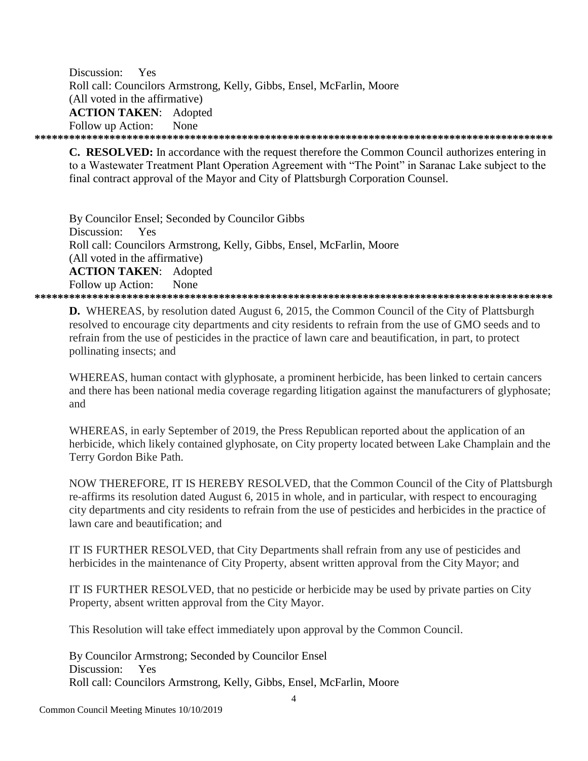Discussion: Yes
Roll call: Councilors Armstrong, Kelly, Gibbs, Ensel, McFarlin, Moore
(All voted in the affirmative)
**ACTION TAKEN**: Adopted
Follow up Action: None

******************************************************************************************

**C. RESOLVED:** In accordance with the request therefore the Common Council authorizes entering in to a Wastewater Treatment Plant Operation Agreement with "The Point" in Saranac Lake subject to the final contract approval of the Mayor and City of Plattsburgh Corporation Counsel.

By Councilor Ensel; Seconded by Councilor Gibbs
Discussion: Yes
Roll call: Councilors Armstrong, Kelly, Gibbs, Ensel, McFarlin, Moore
(All voted in the affirmative)
**ACTION TAKEN**: Adopted
Follow up Action: None

******************************************************************************************

**D.** WHEREAS, by resolution dated August 6, 2015, the Common Council of the City of Plattsburgh resolved to encourage city departments and city residents to refrain from the use of GMO seeds and to refrain from the use of pesticides in the practice of lawn care and beautification, in part, to protect pollinating insects; and

WHEREAS, human contact with glyphosate, a prominent herbicide, has been linked to certain cancers and there has been national media coverage regarding litigation against the manufacturers of glyphosate; and

WHEREAS, in early September of 2019, the Press Republican reported about the application of an herbicide, which likely contained glyphosate, on City property located between Lake Champlain and the Terry Gordon Bike Path.

NOW THEREFORE, IT IS HEREBY RESOLVED, that the Common Council of the City of Plattsburgh re-affirms its resolution dated August 6, 2015 in whole, and in particular, with respect to encouraging city departments and city residents to refrain from the use of pesticides and herbicides in the practice of lawn care and beautification; and

IT IS FURTHER RESOLVED, that City Departments shall refrain from any use of pesticides and herbicides in the maintenance of City Property, absent written approval from the City Mayor; and

IT IS FURTHER RESOLVED, that no pesticide or herbicide may be used by private parties on City Property, absent written approval from the City Mayor.

This Resolution will take effect immediately upon approval by the Common Council.

By Councilor Armstrong; Seconded by Councilor Ensel
Discussion: Yes
Roll call: Councilors Armstrong, Kelly, Gibbs, Ensel, McFarlin, Moore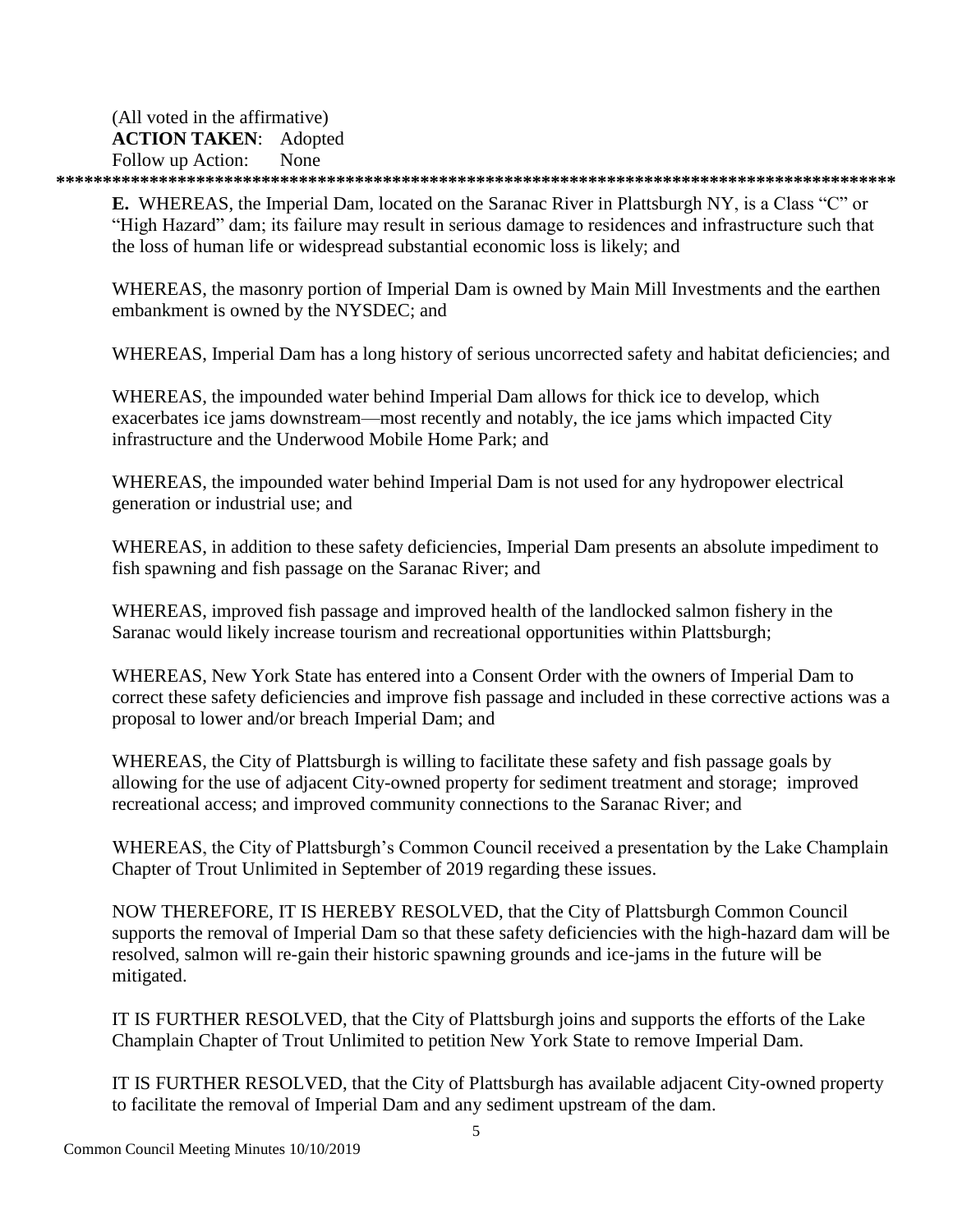(All voted in the affirmative)
**ACTION TAKEN**: Adopted
Follow up Action: None

*******************************************************************************************

**E.** WHEREAS, the Imperial Dam, located on the Saranac River in Plattsburgh NY, is a Class "C" or "High Hazard" dam; its failure may result in serious damage to residences and infrastructure such that the loss of human life or widespread substantial economic loss is likely; and

WHEREAS, the masonry portion of Imperial Dam is owned by Main Mill Investments and the earthen embankment is owned by the NYSDEC; and

WHEREAS, Imperial Dam has a long history of serious uncorrected safety and habitat deficiencies; and

WHEREAS, the impounded water behind Imperial Dam allows for thick ice to develop, which exacerbates ice jams downstream—most recently and notably, the ice jams which impacted City infrastructure and the Underwood Mobile Home Park; and

WHEREAS, the impounded water behind Imperial Dam is not used for any hydropower electrical generation or industrial use; and

WHEREAS, in addition to these safety deficiencies, Imperial Dam presents an absolute impediment to fish spawning and fish passage on the Saranac River; and

WHEREAS, improved fish passage and improved health of the landlocked salmon fishery in the Saranac would likely increase tourism and recreational opportunities within Plattsburgh;

WHEREAS, New York State has entered into a Consent Order with the owners of Imperial Dam to correct these safety deficiencies and improve fish passage and included in these corrective actions was a proposal to lower and/or breach Imperial Dam; and

WHEREAS, the City of Plattsburgh is willing to facilitate these safety and fish passage goals by allowing for the use of adjacent City-owned property for sediment treatment and storage; improved recreational access; and improved community connections to the Saranac River; and

WHEREAS, the City of Plattsburgh's Common Council received a presentation by the Lake Champlain Chapter of Trout Unlimited in September of 2019 regarding these issues.

NOW THEREFORE, IT IS HEREBY RESOLVED, that the City of Plattsburgh Common Council supports the removal of Imperial Dam so that these safety deficiencies with the high-hazard dam will be resolved, salmon will re-gain their historic spawning grounds and ice-jams in the future will be mitigated.

IT IS FURTHER RESOLVED, that the City of Plattsburgh joins and supports the efforts of the Lake Champlain Chapter of Trout Unlimited to petition New York State to remove Imperial Dam.

IT IS FURTHER RESOLVED, that the City of Plattsburgh has available adjacent City-owned property to facilitate the removal of Imperial Dam and any sediment upstream of the dam.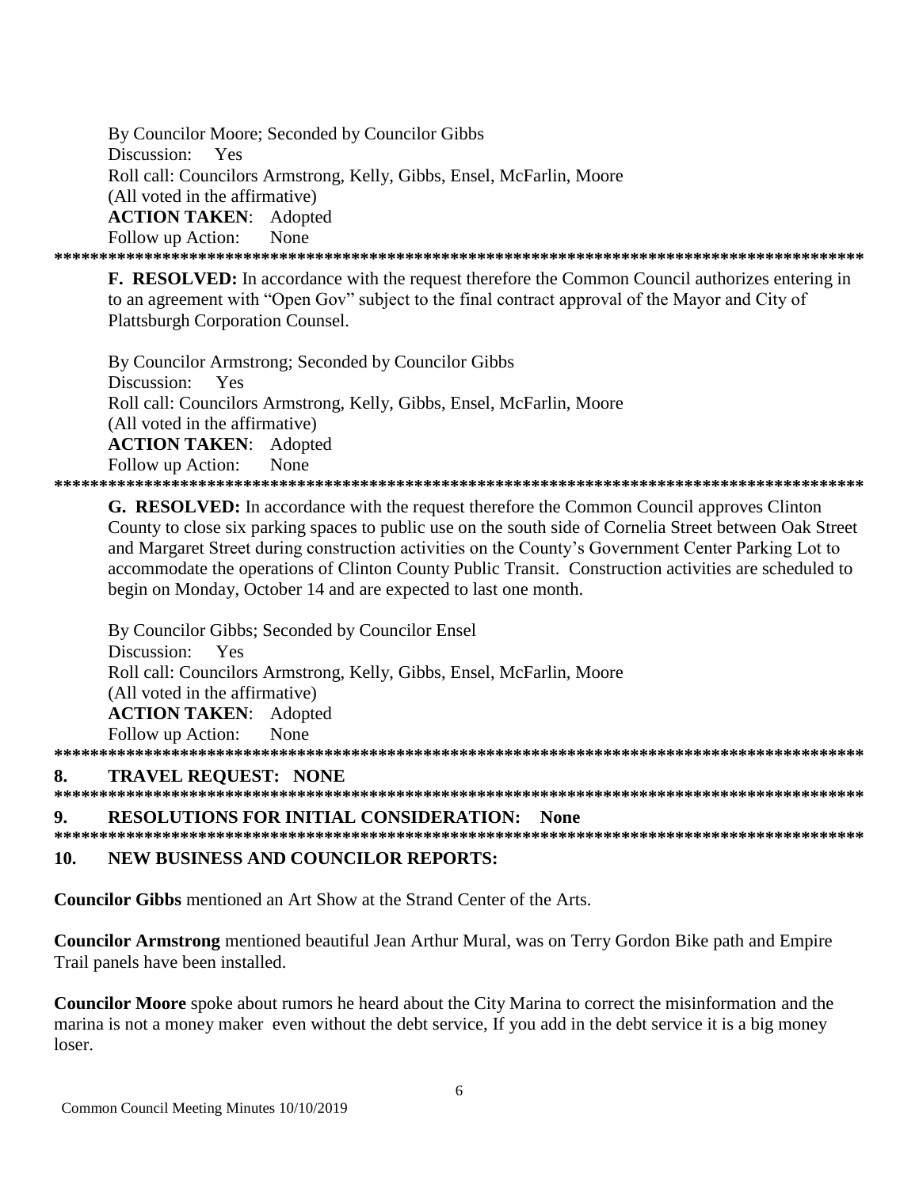By Councilor Moore; Seconded by Councilor Gibbs
Discussion: Yes
Roll call: Councilors Armstrong, Kelly, Gibbs, Ensel, McFarlin, Moore
(All voted in the affirmative)
**ACTION TAKEN**: Adopted
Follow up Action: None

******************************************************************************************

**F. RESOLVED:** In accordance with the request therefore the Common Council authorizes entering in to an agreement with "Open Gov" subject to the final contract approval of the Mayor and City of Plattsburgh Corporation Counsel.

By Councilor Armstrong; Seconded by Councilor Gibbs
Discussion: Yes
Roll call: Councilors Armstrong, Kelly, Gibbs, Ensel, McFarlin, Moore
(All voted in the affirmative)
**ACTION TAKEN**: Adopted
Follow up Action: None

******************************************************************************************

**G. RESOLVED:** In accordance with the request therefore the Common Council approves Clinton County to close six parking spaces to public use on the south side of Cornelia Street between Oak Street and Margaret Street during construction activities on the County's Government Center Parking Lot to accommodate the operations of Clinton County Public Transit. Construction activities are scheduled to begin on Monday, October 14 and are expected to last one month.

By Councilor Gibbs; Seconded by Councilor Ensel
Discussion: Yes
Roll call: Councilors Armstrong, Kelly, Gibbs, Ensel, McFarlin, Moore
(All voted in the affirmative)
**ACTION TAKEN**: Adopted
Follow up Action: None

******************************************************************************************

## 8. TRAVEL REQUEST: NONE

******************************************************************************************

## 9. RESOLUTIONS FOR INITIAL CONSIDERATION: None

******************************************************************************************

## 10. NEW BUSINESS AND COUNCILOR REPORTS:

**Councilor Gibbs** mentioned an Art Show at the Strand Center of the Arts.

**Councilor Armstrong** mentioned beautiful Jean Arthur Mural, was on Terry Gordon Bike path and Empire Trail panels have been installed.

**Councilor Moore** spoke about rumors he heard about the City Marina to correct the misinformation and the marina is not a money maker even without the debt service, If you add in the debt service it is a big money loser.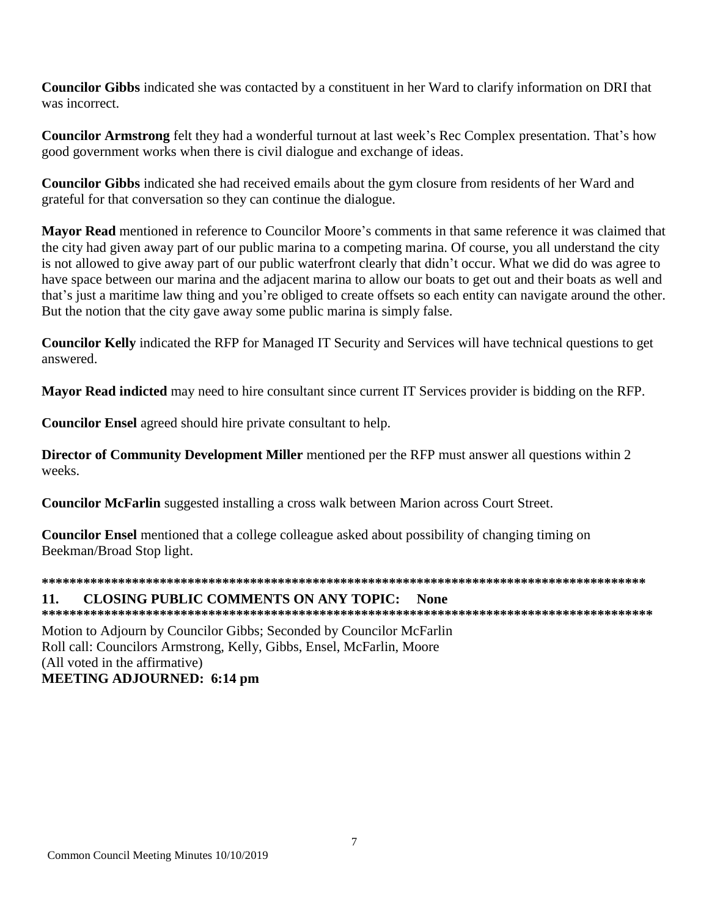**Councilor Gibbs** indicated she was contacted by a constituent in her Ward to clarify information on DRI that was incorrect.

**Councilor Armstrong** felt they had a wonderful turnout at last week's Rec Complex presentation. That's how good government works when there is civil dialogue and exchange of ideas.

**Councilor Gibbs** indicated she had received emails about the gym closure from residents of her Ward and grateful for that conversation so they can continue the dialogue.

**Mayor Read** mentioned in reference to Councilor Moore's comments in that same reference it was claimed that the city had given away part of our public marina to a competing marina. Of course, you all understand the city is not allowed to give away part of our public waterfront clearly that didn't occur. What we did do was agree to have space between our marina and the adjacent marina to allow our boats to get out and their boats as well and that's just a maritime law thing and you're obliged to create offsets so each entity can navigate around the other. But the notion that the city gave away some public marina is simply false.

**Councilor Kelly** indicated the RFP for Managed IT Security and Services will have technical questions to get answered.

**Mayor Read indicted** may need to hire consultant since current IT Services provider is bidding on the RFP.

**Councilor Ensel** agreed should hire private consultant to help.

**Director of Community Development Miller** mentioned per the RFP must answer all questions within 2 weeks.

**Councilor McFarlin** suggested installing a cross walk between Marion across Court Street.

**Councilor Ensel** mentioned that a college colleague asked about possibility of changing timing on Beekman/Broad Stop light.

**\*\*\*\*\*\*\*\*\*\*\*\*\*\*\*\*\*\*\*\*\*\*\*\*\*\*\*\*\*\*\*\*\*\*\*\*\*\*\*\*\*\*\*\*\*\*\*\*\*\*\*\*\*\*\*\*\*\*\*\*\*\*\*\*\*\*\*\*\*\*\*\*\*\*\*\*\*\*\*\*\*\*\*\*\*\*\***

**11. CLOSING PUBLIC COMMENTS ON ANY TOPIC: None**

**\*\*\*\*\*\*\*\*\*\*\*\*\*\*\*\*\*\*\*\*\*\*\*\*\*\*\*\*\*\*\*\*\*\*\*\*\*\*\*\*\*\*\*\*\*\*\*\*\*\*\*\*\*\*\*\*\*\*\*\*\*\*\*\*\*\*\*\*\*\*\*\*\*\*\*\*\*\*\*\*\*\*\*\*\*\*\***

Motion to Adjourn by Councilor Gibbs; Seconded by Councilor McFarlin
Roll call: Councilors Armstrong, Kelly, Gibbs, Ensel, McFarlin, Moore
(All voted in the affirmative)

**MEETING ADJOURNED: 6:14 pm**